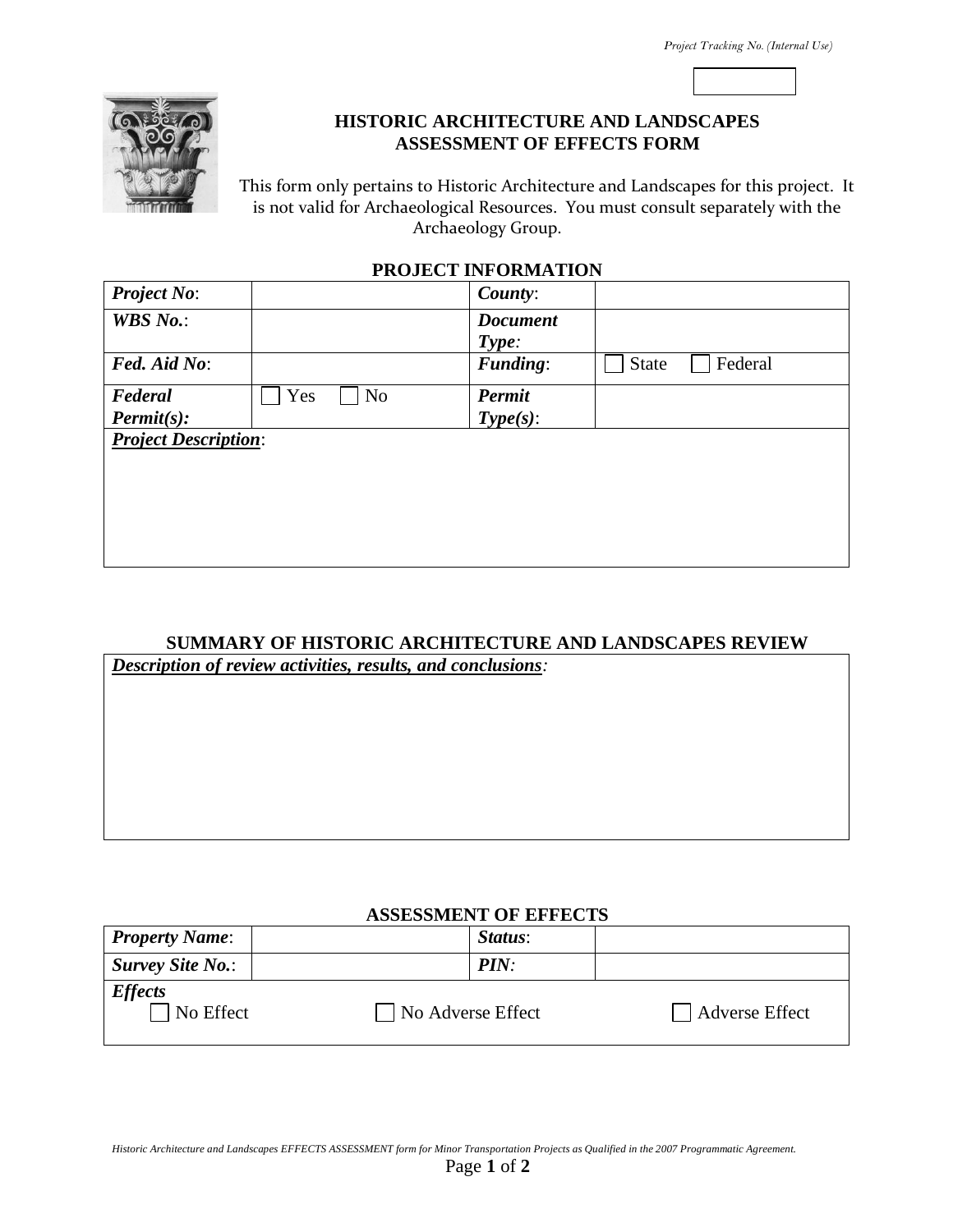Project Tracking No. (Internal Use)

# HISTORIC ARCHITECTURE AND LANDSCAPES ASSESSMENT OF EFFECTS FORM

This form only pertains to Historic Architecture and Landscapes for this project. It is not valid for Archaeological Resources. You must consult separately with the Archaeology Group.

## PROJECT INFORMATION

| ***Project No***: | | ***County***: | |
|---|---|---|---|
| ***WBS No.***: | | ***Document Type:*** | |
| ***Fed. Aid No***: | | ***Funding***: | ☐ State ☐ Federal |
| ***Federal Permit(s):*** | ☐ Yes ☐ No | ***Permit Type(s)***: | |

***Project Description***:

## SUMMARY OF HISTORIC ARCHITECTURE AND LANDSCAPES REVIEW

***Description of review activities, results, and conclusions***:

## ASSESSMENT OF EFFECTS

| ***Property Name***: | | ***Status***: | |
|---|---|---|---|
| ***Survey Site No.***: | | ***PIN:*** | |

***Effects***

☐ No Effect ☐ No Adverse Effect ☐ Adverse Effect

*Historic Architecture and Landscapes EFFECTS ASSESSMENT form for Minor Transportation Projects as Qualified in the 2007 Programmatic Agreement.*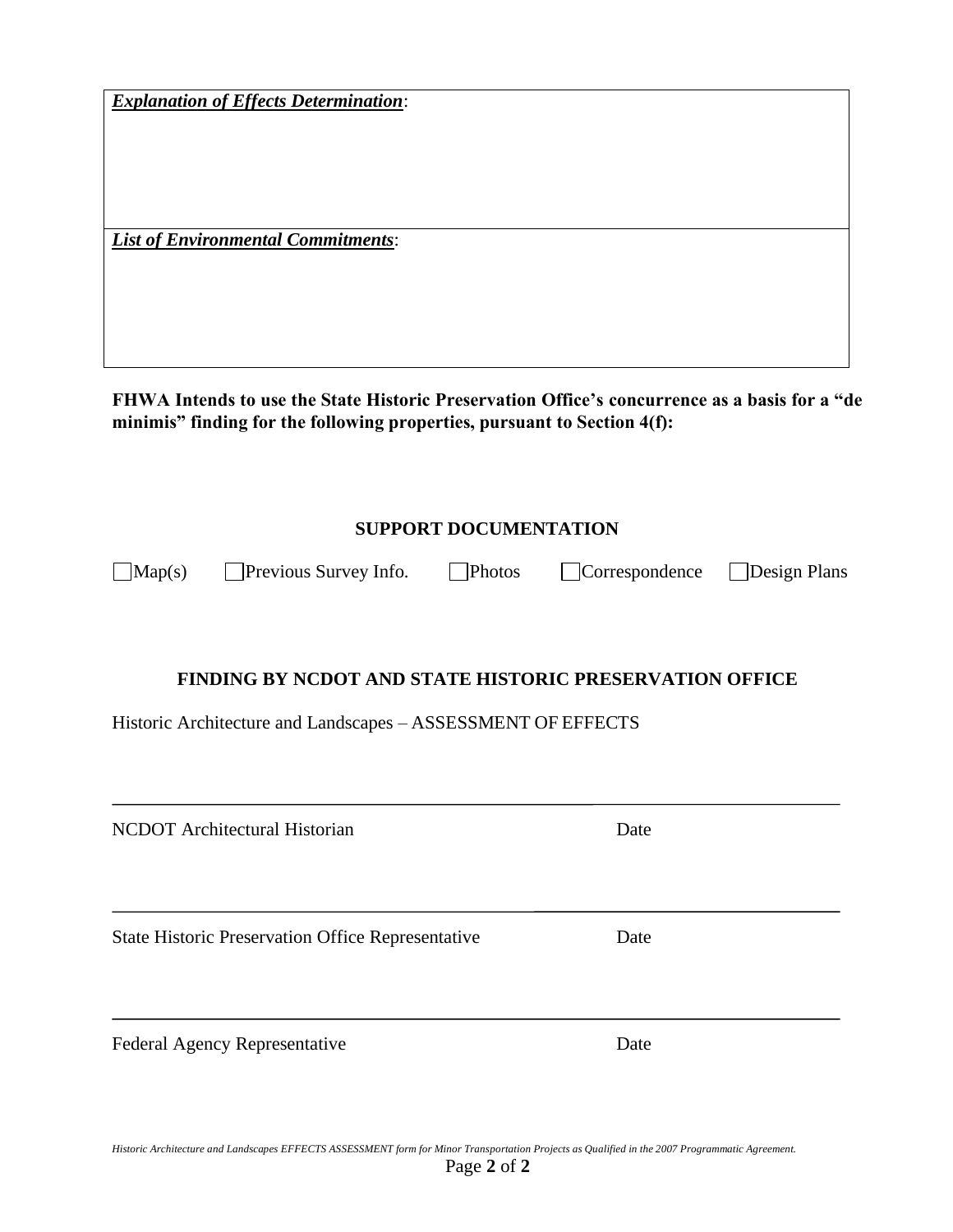***Explanation of Effects Determination***:

***List of Environmental Commitments***:

**FHWA Intends to use the State Historic Preservation Office's concurrence as a basis for a "de minimis" finding for the following properties, pursuant to Section 4(f):**

**SUPPORT DOCUMENTATION**

☐ Map(s) ☐ Previous Survey Info. ☐ Photos ☐ Correspondence ☐ Design Plans

**FINDING BY NCDOT AND STATE HISTORIC PRESERVATION OFFICE**

Historic Architecture and Landscapes – ASSESSMENT OF EFFECTS

_______________________________________________

NCDOT Architectural Historian Date

_______________________________________________

State Historic Preservation Office Representative Date

_______________________________________________

Federal Agency Representative Date

*Historic Architecture and Landscapes EFFECTS ASSESSMENT form for Minor Transportation Projects as Qualified in the 2007 Programmatic Agreement.*